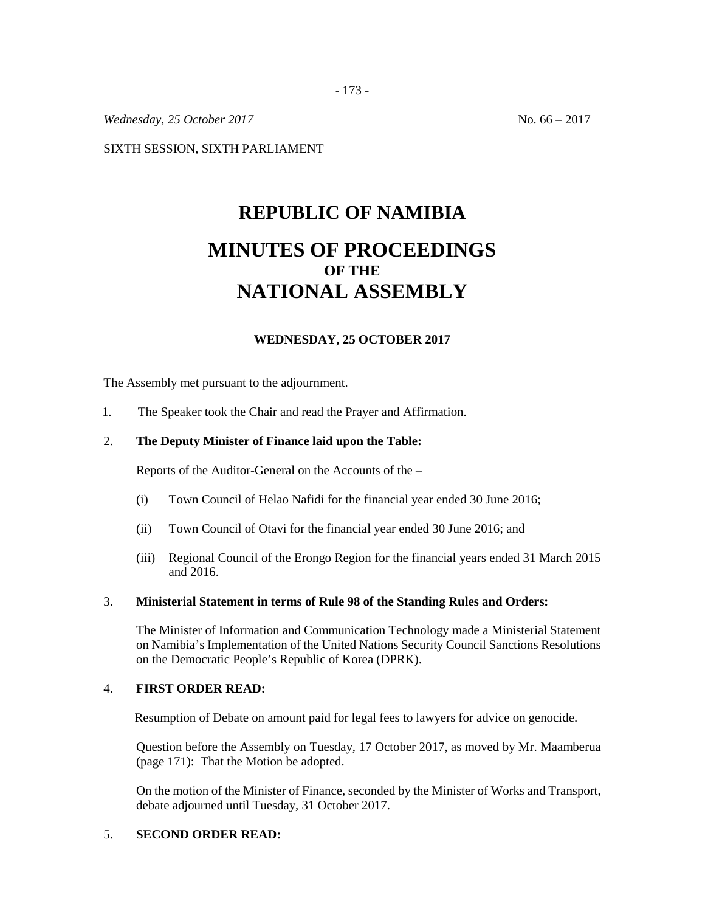*Wednesday, 25 October 2017* No. 66 – 2017

SIXTH SESSION, SIXTH PARLIAMENT

# REPUBLIC OF NAMIBIA

# MINUTES OF PROCEEDINGS
## OF THE
# NATIONAL ASSEMBLY

### WEDNESDAY, 25 OCTOBER 2017

The Assembly met pursuant to the adjournment.

1. The Speaker took the Chair and read the Prayer and Affirmation.

2. **The Deputy Minister of Finance laid upon the Table:**

   Reports of the Auditor-General on the Accounts of the –

   (i) Town Council of Helao Nafidi for the financial year ended 30 June 2016;

   (ii) Town Council of Otavi for the financial year ended 30 June 2016; and

   (iii) Regional Council of the Erongo Region for the financial years ended 31 March 2015 and 2016.

3. **Ministerial Statement in terms of Rule 98 of the Standing Rules and Orders:**

   The Minister of Information and Communication Technology made a Ministerial Statement on Namibia's Implementation of the United Nations Security Council Sanctions Resolutions on the Democratic People's Republic of Korea (DPRK).

4. **FIRST ORDER READ:**

   Resumption of Debate on amount paid for legal fees to lawyers for advice on genocide.

   Question before the Assembly on Tuesday, 17 October 2017, as moved by Mr. Maamberua (page 171): That the Motion be adopted.

   On the motion of the Minister of Finance, seconded by the Minister of Works and Transport, debate adjourned until Tuesday, 31 October 2017.

5. **SECOND ORDER READ:**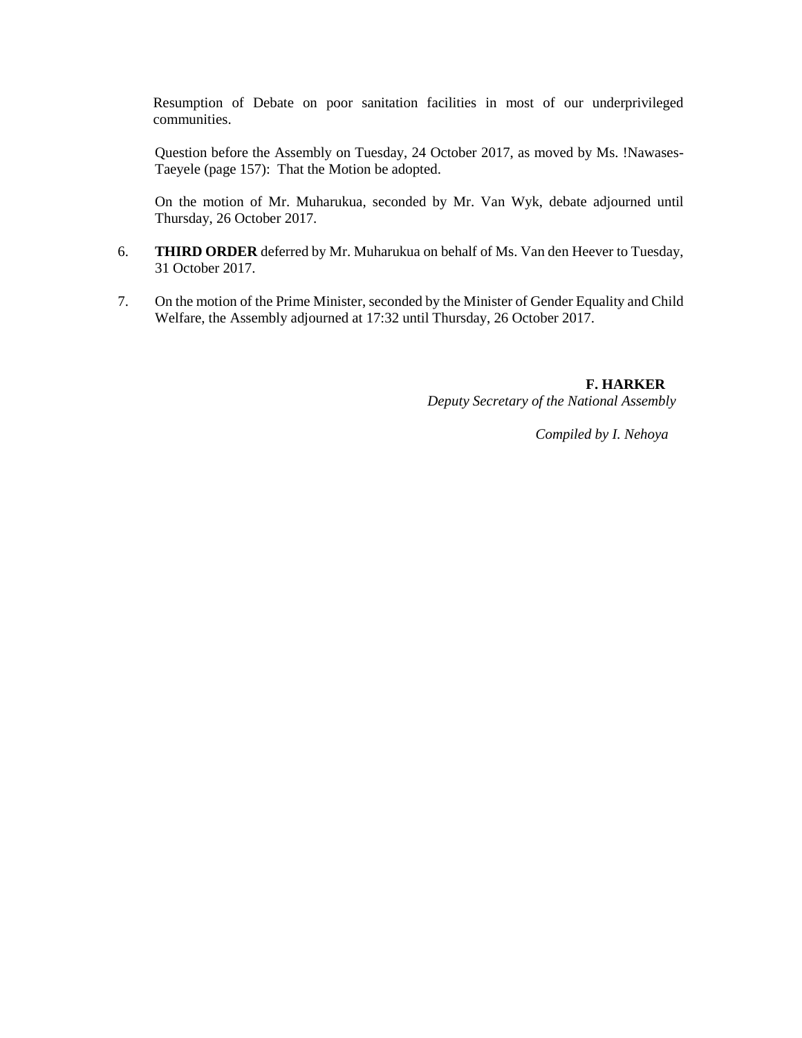Resumption of Debate on poor sanitation facilities in most of our underprivileged communities.

Question before the Assembly on Tuesday, 24 October 2017, as moved by Ms. !Nawases-Taeyele (page 157): That the Motion be adopted.

On the motion of Mr. Muharukua, seconded by Mr. Van Wyk, debate adjourned until Thursday, 26 October 2017.

6. **THIRD ORDER** deferred by Mr. Muharukua on behalf of Ms. Van den Heever to Tuesday, 31 October 2017.

7. On the motion of the Prime Minister, seconded by the Minister of Gender Equality and Child Welfare, the Assembly adjourned at 17:32 until Thursday, 26 October 2017.

**F. HARKER**
*Deputy Secretary of the National Assembly*

*Compiled by I. Nehoya*